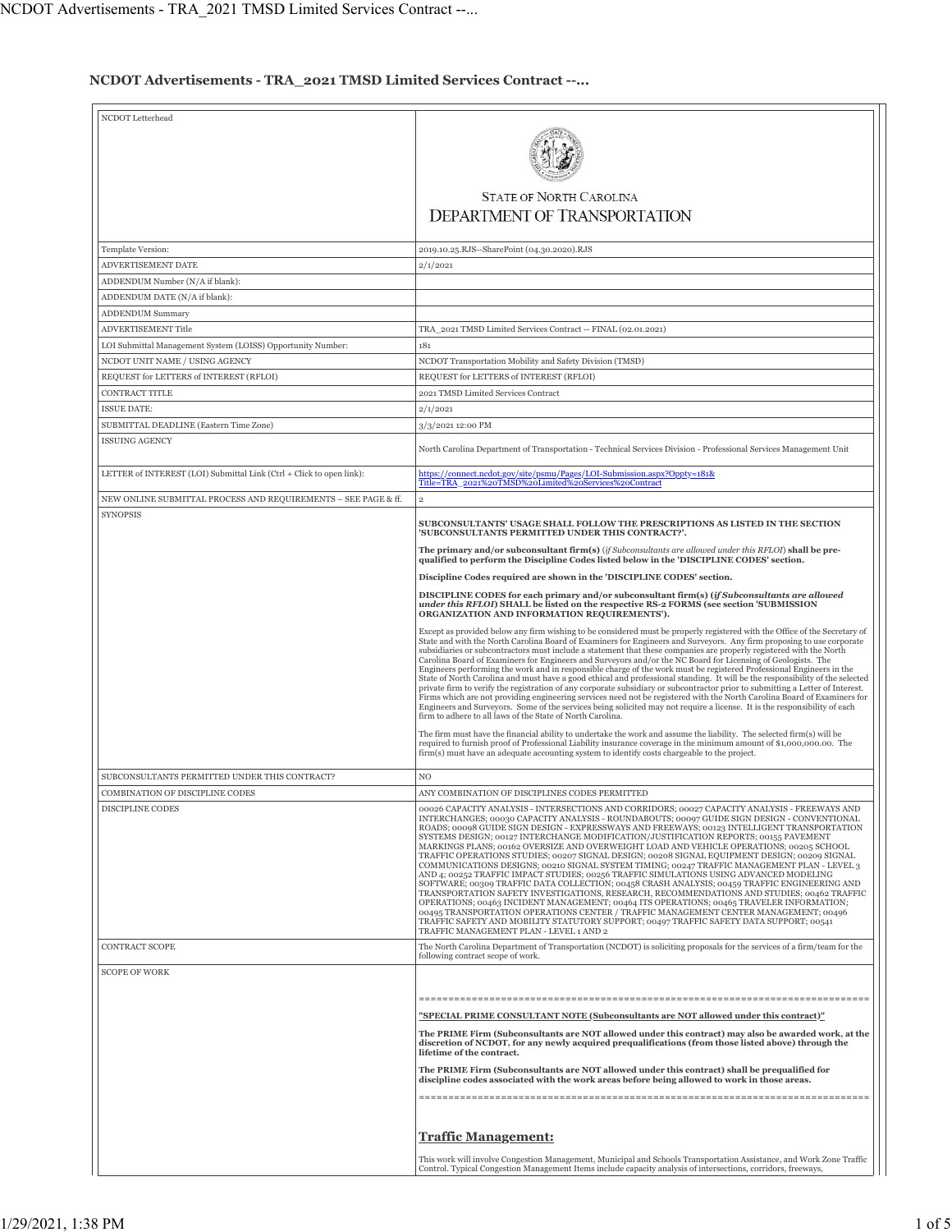# NCDOT Advertisements - TRA_2021 TMSD Limited Services Contract --...

| NCDOT Letterhead | STATE OF NORTH CAROLINA DEPARTMENT OF TRANSPORTATION |
| --- | --- |
| Template Version: | 2019.10.25.RJS--SharePoint (04.30.2020).RJS |
| ADVERTISEMENT DATE | 2/1/2021 |
| ADDENDUM Number (N/A if blank): | |
| ADDENDUM DATE (N/A if blank): | |
| ADDENDUM Summary | |
| ADVERTISEMENT Title | TRA_2021 TMSD Limited Services Contract -- FINAL (02.01.2021) |
| LOI Submittal Management System (LOISS) Opportunity Number: | 181 |
| NCDOT UNIT NAME / USING AGENCY | NCDOT Transportation Mobility and Safety Division (TMSD) |
| REQUEST for LETTERS of INTEREST (RFLOI) | REQUEST for LETTERS of INTEREST (RFLOI) |
| CONTRACT TITLE | 2021 TMSD Limited Services Contract |
| ISSUE DATE: | 2/1/2021 |
| SUBMITTAL DEADLINE (Eastern Time Zone) | 3/3/2021 12:00 PM |
| ISSUING AGENCY | North Carolina Department of Transportation - Technical Services Division - Professional Services Management Unit |
| LETTER of INTEREST (LOI) Submittal Link (Ctrl + Click to open link): | https://connect.ncdot.gov/site/psmu/Pages/LOI-Submission.aspx?Oppty=181&Title=TRA_2021%20TMSD%20Limited%20Services%20Contract |
| NEW ONLINE SUBMITTAL PROCESS AND REQUIREMENTS – SEE PAGE & ff. | 2 |
| SYNOPSIS | **SUBCONSULTANTS' USAGE SHALL FOLLOW THE PRESCRIPTIONS AS LISTED IN THE SECTION 'SUBCONSULTANTS PERMITTED UNDER THIS CONTRACT?'.** <br><br> **The primary and/or subconsultant firm(s)** (*if Subconsultants are allowed under this RFLOI*) **shall be pre-qualified to perform the Discipline Codes listed below in the 'DISCIPLINE CODES' section.** <br><br> **Discipline Codes required are shown in the 'DISCIPLINE CODES' section.** <br><br> **DISCIPLINE CODES for each primary and/or subconsultant firm(s) (*if Subconsultants are allowed under this RFLOI*) SHALL be listed on the respective RS-2 FORMS (see section 'SUBMISSION ORGANIZATION AND INFORMATION REQUIREMENTS').** <br><br> Except as provided below any firm wishing to be considered must be properly registered with the Office of the Secretary of State and with the North Carolina Board of Examiners for Engineers and Surveyors. Any firm proposing to use corporate subsidiaries or subcontractors must include a statement that these companies are properly registered with the North Carolina Board of Examiners for Engineers and Surveyors and/or the NC Board for Licensing of Geologists. The Engineers performing the work and in responsible charge of the work must be registered Professional Engineers in the State of North Carolina and must have a good ethical and professional standing. It will be the responsibility of the selected private firm to verify the registration of any corporate subsidiary or subcontractor prior to submitting a Letter of Interest. Firms which are not providing engineering services need not be registered with the North Carolina Board of Examiners for Engineers and Surveyors. Some of the services being solicited may not require a license. It is the responsibility of each firm to adhere to all laws of the State of North Carolina. <br><br> The firm must have the financial ability to undertake the work and assume the liability. The selected firm(s) will be required to furnish proof of Professional Liability insurance coverage in the minimum amount of $1,000,000.00. The firm(s) must have an adequate accounting system to identify costs chargeable to the project. |
| SUBCONSULTANTS PERMITTED UNDER THIS CONTRACT? | NO |
| COMBINATION OF DISCIPLINE CODES | ANY COMBINATION OF DISCIPLINES CODES PERMITTED |
| DISCIPLINE CODES | 00026 CAPACITY ANALYSIS - INTERSECTIONS AND CORRIDORS; 00027 CAPACITY ANALYSIS - FREEWAYS AND INTERCHANGES; 00030 CAPACITY ANALYSIS - ROUNDABOUTS; 00097 GUIDE SIGN DESIGN - CONVENTIONAL ROADS; 00098 GUIDE SIGN DESIGN - EXPRESSWAYS AND FREEWAYS; 00123 INTELLIGENT TRANSPORTATION SYSTEMS DESIGN; 00127 INTERCHANGE MODIFICATION/JUSTIFICATION REPORTS; 00155 PAVEMENT MARKINGS PLANS; 00162 OVERSIZE AND OVERWEIGHT LOAD AND VEHICLE OPERATIONS; 00205 SCHOOL TRAFFIC OPERATIONS STUDIES; 00207 SIGNAL DESIGN; 00208 SIGNAL EQUIPMENT DESIGN; 00209 SIGNAL COMMUNICATIONS DESIGNS; 00210 SIGNAL SYSTEM TIMING; 00247 TRAFFIC MANAGEMENT PLAN - LEVEL 3 AND 4; 00252 TRAFFIC IMPACT STUDIES; 00256 TRAFFIC SIMULATIONS USING ADVANCED MODELING SOFTWARE; 00309 TRAFFIC DATA COLLECTION; 00458 CRASH ANALYSIS; 00459 TRAFFIC ENGINEERING AND TRANSPORTATION SAFETY INVESTIGATIONS, RESEARCH, RECOMMENDATIONS AND STUDIES; 00462 TRAFFIC OPERATIONS; 00463 INCIDENT MANAGEMENT; 00464 ITS OPERATIONS; 00465 TRAVELER INFORMATION; 00495 TRANSPORTATION OPERATIONS CENTER / TRAFFIC MANAGEMENT CENTER MANAGEMENT; 00496 TRAFFIC SAFETY AND MOBILITY STATUTORY SUPPORT; 00497 TRAFFIC SAFETY DATA SUPPORT; 00541 TRAFFIC MANAGEMENT PLAN - LEVEL 1 AND 2 |
| CONTRACT SCOPE | The North Carolina Department of Transportation (NCDOT) is soliciting proposals for the services of a firm/team for the following contract scope of work. |
| SCOPE OF WORK | ============================================================================ <br><br> **"SPECIAL PRIME CONSULTANT NOTE (Subconsultants are NOT allowed under this contract)"** <br><br> **The PRIME Firm (Subconsultants are NOT allowed under this contract) may also be awarded work, at the discretion of NCDOT, for any newly acquired prequalifications (from those listed above) through the lifetime of the contract.** <br><br> **The PRIME Firm (Subconsultants are NOT allowed under this contract) shall be prequalified for discipline codes associated with the work areas before being allowed to work in those areas.** <br><br> ============================================================================ <br><br> **Traffic Management:** <br><br> This work will involve Congestion Management, Municipal and Schools Transportation Assistance, and Work Zone Traffic Control. Typical Congestion Management Items include capacity analysis of intersections, corridors, freeways, |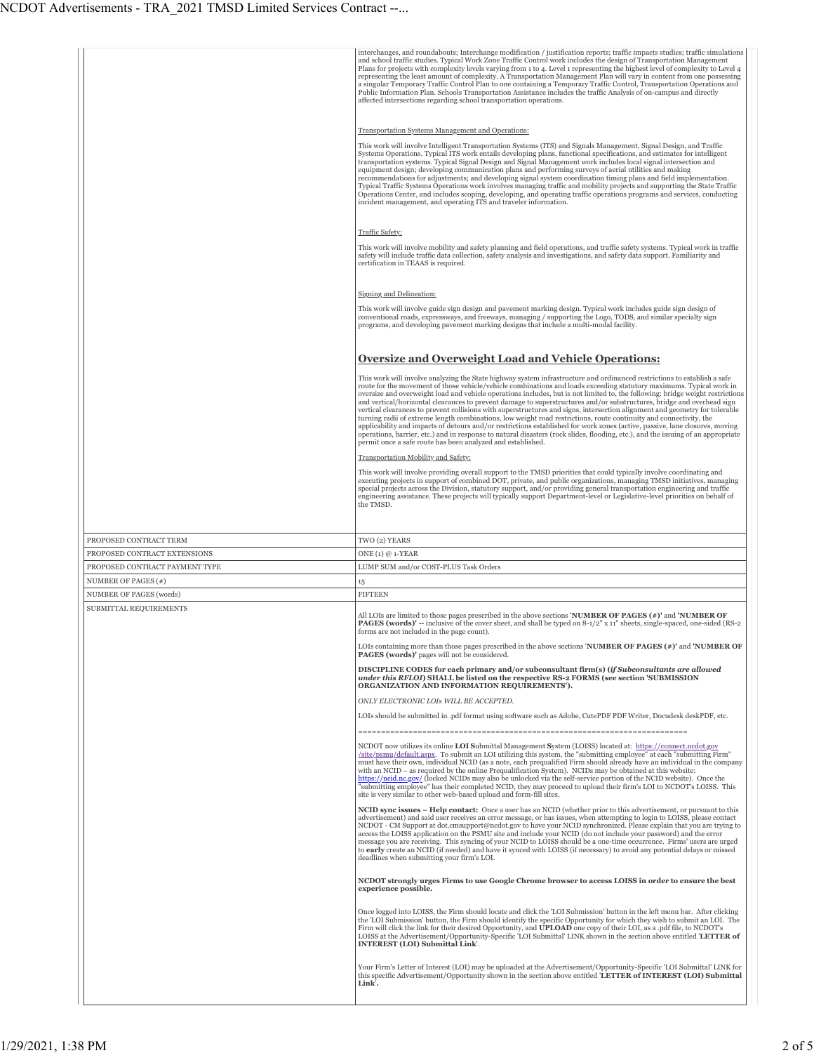| | |
|---|---|
| | interchanges, and roundabouts; Interchange modification / justification reports; traffic impacts studies; traffic simulations and school traffic studies. Typical Work Zone Traffic Control work includes the design of Transportation Management Plans for projects with complexity levels varying from 1 to 4. Level 1 representing the highest level of complexity to Level 4 representing the least amount of complexity. A Transportation Management Plan will vary in content from one possessing a singular Temporary Traffic Control Plan to one containing a Temporary Traffic Control, Transportation Operations and Public Information Plan. Schools Transportation Assistance includes the traffic Analysis of on-campus and directly affected intersections regarding school transportation operations.<br><br><u>Transportation Systems Management and Operations:</u><br><br>This work will involve Intelligent Transportation Systems (ITS) and Signals Management, Signal Design, and Traffic Systems Operations. Typical ITS work entails developing plans, functional specifications, and estimates for intelligent transportation systems. Typical Signal Design and Signal Management work includes local signal intersection and equipment design; developing communication plans and performing surveys of aerial utilities and making recommendations for adjustments; and developing signal system coordination timing plans and field implementation. Typical Traffic Systems Operations work involves managing traffic and mobility projects and supporting the State Traffic Operations Center, and includes scoping, developing, and operating traffic operations programs and services, conducting incident management, and operating ITS and traveler information.<br><br><u>Traffic Safety:</u><br><br>This work will involve mobility and safety planning and field operations, and traffic safety systems. Typical work in traffic safety will include traffic data collection, safety analysis and investigations, and safety data support. Familiarity and certification in TEAAS is required.<br><br><u>Signing and Delineation:</u><br><br>This work will involve guide sign design and pavement marking design. Typical work includes guide sign design of conventional roads, expressways, and freeways, managing / supporting the Logo, TODS, and similar specialty sign programs, and developing pavement marking designs that include a multi-modal facility.<br><br>**<u>Oversize and Overweight Load and Vehicle Operations:</u>**<br><br>This work will involve analyzing the State highway system infrastructure and ordinanced restrictions to establish a safe route for the movement of those vehicle/vehicle combinations and loads exceeding statutory maximums. Typical work in oversize and overweight load and vehicle operations includes, but is not limited to, the following: bridge weight restrictions and vertical/horizontal clearances to prevent damage to superstructures and/or substructures, bridge and overhead sign vertical clearances to prevent collisions with superstructures and signs, intersection alignment and geometry for tolerable turning radii of extreme length combinations, low weight road restrictions, route continuity and connectivity, the applicability and impacts of detours and/or restrictions established for work zones (active, passive, lane closures, moving operations, barrier, etc.) and in response to natural disasters (rock slides, flooding, etc.), and the issuing of an appropriate permit once a safe route has been analyzed and established.<br><br><u>Transportation Mobility and Safety:</u><br><br>This work will involve providing overall support to the TMSD priorities that could typically involve coordinating and executing projects in support of combined DOT, private, and public organizations, managing TMSD initiatives, managing special projects across the Division, statutory support, and/or providing general transportation engineering and traffic engineering assistance. These projects will typically support Department-level or Legislative-level priorities on behalf of the TMSD. |
| PROPOSED CONTRACT TERM | TWO (2) YEARS |
| PROPOSED CONTRACT EXTENSIONS | ONE (1) @ 1-YEAR |
| PROPOSED CONTRACT PAYMENT TYPE | LUMP SUM and/or COST-PLUS Task Orders |
| NUMBER OF PAGES (#) | 15 |
| NUMBER OF PAGES (words) | FIFTEEN |
| SUBMITTAL REQUIREMENTS | All LOIs are limited to those pages prescribed in the above sections '**NUMBER OF PAGES (#)**' and '**NUMBER OF PAGES (words)**' -- inclusive of the cover sheet, and shall be typed on 8-1/2" x 11" sheets, single-spaced, one-sided (RS-2 forms are not included in the page count).<br><br>LOIs containing more than those pages prescribed in the above sections '**NUMBER OF PAGES (#)**' and '**NUMBER OF PAGES (words)**' pages will not be considered.<br><br>**DISCIPLINE CODES for each primary and/or subconsultant firm(s) (*if Subconsultants are allowed under this RFLOI*) SHALL be listed on the respective RS-2 FORMS (see section 'SUBMISSION ORGANIZATION AND INFORMATION REQUIREMENTS').**<br><br>*ONLY ELECTRONIC LOIs WILL BE ACCEPTED.*<br><br>LOIs should be submitted in .pdf format using software such as Adobe, CutePDF PDF Writer, Docudesk deskPDF, etc.<br><br>==========================================================================<br><br>NCDOT now utilizes its online **LOI S**ubmittal Management **S**ystem (LOISS) located at: https://connect.ncdot.gov/site/psmu/default.aspx. To submit an LOI utilizing this system, the "submitting employee" at each "submitting Firm" must have their own, individual NCID (as a note, each prequalified Firm should already have an individual in the company with an NCID – as required by the online Prequalification System). NCIDs may be obtained at this website: https://ncid.nc.gov/ (locked NCIDs may also be unlocked via the self-service portion of the NCID website). Once the "submitting employee" has their completed NCID, they may proceed to upload their firm's LOI to NCDOT's LOISS. This site is very similar to other web-based upload and form-fill sites.<br><br>**NCID sync issues – Help contact:** Once a user has an NCID (whether prior to this advertisement, or pursuant to this advertisement) and said user receives an error message, or has issues, when attempting to login to LOISS, please contact NCDOT - CM Support at dot.cmsupport@ncdot.gov to have your NCID synchronized. Please explain that you are trying to access the LOISS application on the PSMU site and include your NCID (do not include your password) and the error message you are receiving. This syncing of your NCID to LOISS should be a one-time occurrence. Firms' users are urged to **early** create an NCID (if needed) and have it synced with LOISS (if necessary) to avoid any potential delays or missed deadlines when submitting your firm's LOI.<br><br>**NCDOT strongly urges Firms to use Google Chrome browser to access LOISS in order to ensure the best experience possible.**<br><br>Once logged into LOISS, the Firm should locate and click the 'LOI Submission' button in the left menu bar. After clicking the 'LOI Submission' button, the Firm should identify the specific Opportunity for which they wish to submit an LOI. The Firm will click the link for their desired Opportunity, and **UPLOAD** one copy of their LOI, as a .pdf file, to NCDOT's LOISS at the Advertisement/Opportunity-Specific 'LOI Submittal' LINK shown in the section above entitled '**LETTER of INTEREST (LOI) Submittal Link**'.<br><br>Your Firm's Letter of Interest (LOI) may be uploaded at the Advertisement/Opportunity-Specific 'LOI Submittal' LINK for this specific Advertisement/Opportunity shown in the section above entitled '**LETTER of INTEREST (LOI) Submittal Link**'. |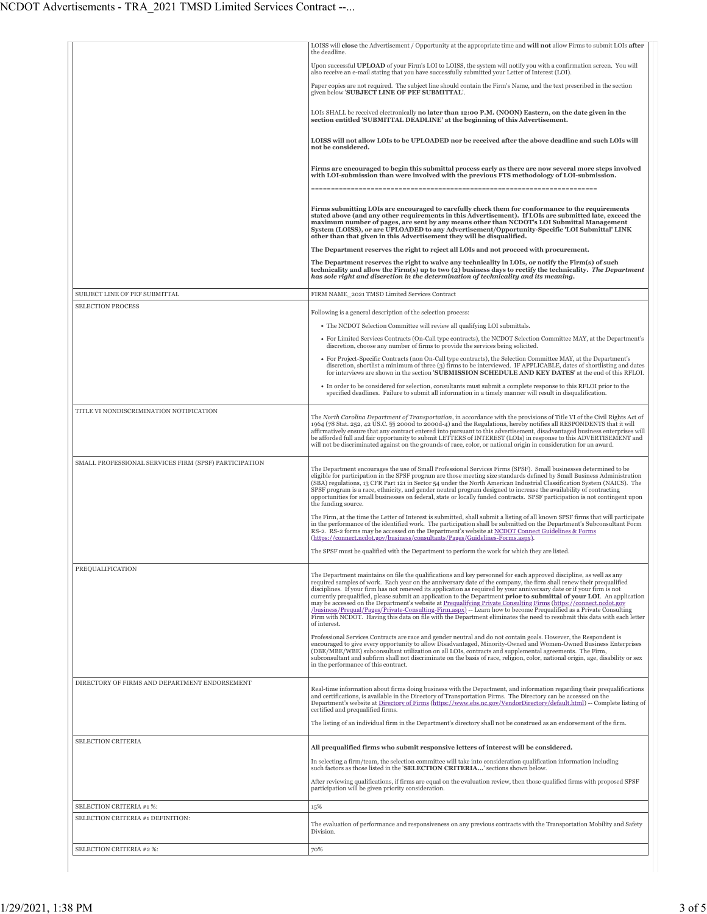| | |
|---|---|
| | LOISS will **close** the Advertisement / Opportunity at the appropriate time and **will not** allow Firms to submit LOIs **after** the deadline.<br><br>Upon successful **UPLOAD** of your Firm's LOI to LOISS, the system will notify you with a confirmation screen. You will also receive an e-mail stating that you have successfully submitted your Letter of Interest (LOI).<br><br>Paper copies are not required. The subject line should contain the Firm's Name, and the text prescribed in the section given below '**SUBJECT LINE OF PEF SUBMITTAL**'.<br><br>LOIs SHALL be received electronically **no later than 12:00 P.M. (NOON) Eastern, on the date given in the section entitled 'SUBMITTAL DEADLINE' at the beginning of this Advertisement.**<br><br>**LOISS will not allow LOIs to be UPLOADED nor be received after the above deadline and such LOIs will not be considered.**<br><br>**Firms are encouraged to begin this submittal process early as there are now several more steps involved with LOI-submission than were involved with the previous FTS methodology of LOI-submission.**<br><br>==========================================================================<br><br>**Firms submitting LOIs are encouraged to carefully check them for conformance to the requirements stated above (and any other requirements in this Advertisement). If LOIs are submitted late, exceed the maximum number of pages, are sent by any means other than NCDOT's LOI Submittal Management System (LOISS), or are UPLOADED to any Advertisement/Opportunity-Specific 'LOI Submittal' LINK other than that given in this Advertisement they will be disqualified.**<br><br>**The Department reserves the right to reject all LOIs and not proceed with procurement.**<br><br>**The Department reserves the right to waive any technicality in LOIs, or notify the Firm(s) of such technicality and allow the Firm(s) up to two (2) business days to rectify the technicality.** ***The Department has sole right and discretion in the determination of technicality and its meaning.*** |
| SUBJECT LINE OF PEF SUBMITTAL | FIRM NAME_2021 TMSD Limited Services Contract |
| SELECTION PROCESS | Following is a general description of the selection process:<br><br>• The NCDOT Selection Committee will review all qualifying LOI submittals.<br>• For Limited Services Contracts (On-Call type contracts), the NCDOT Selection Committee MAY, at the Department's discretion, choose any number of firms to provide the services being solicited.<br>• For Project-Specific Contracts (non On-Call type contracts), the Selection Committee MAY, at the Department's discretion, shortlist a minimum of three (3) firms to be interviewed. IF APPLICABLE, dates of shortlisting and dates for interviews are shown in the section '**SUBMISSION SCHEDULE AND KEY DATES**' at the end of this RFLOI.<br>• In order to be considered for selection, consultants must submit a complete response to this RFLOI prior to the specified deadlines. Failure to submit all information in a timely manner will result in disqualification. |
| TITLE VI NONDISCRIMINATION NOTIFICATION | The *North Carolina Department of Transportation*, in accordance with the provisions of Title VI of the Civil Rights Act of 1964 (78 Stat. 252, 42 US.C. §§ 2000d to 2000d-4) and the Regulations, hereby notifies all RESPONDENTS that it will affirmatively ensure that any contract entered into pursuant to this advertisement, disadvantaged business enterprises will be afforded full and fair opportunity to submit LETTERS of INTEREST (LOIs) in response to this ADVERTISEMENT and will not be discriminated against on the grounds of race, color, or national origin in consideration for an award. |
| SMALL PROFESSIONAL SERVICES FIRM (SPSF) PARTICIPATION | The Department encourages the use of Small Professional Services Firms (SPSF). Small businesses determined to be eligible for participation in the SPSF program are those meeting size standards defined by Small Business Administration (SBA) regulations, 13 CFR Part 121 in Sector 54 under the North American Industrial Classification System (NAICS). The SPSF program is a race, ethnicity, and gender neutral program designed to increase the availability of contracting opportunities for small businesses on federal, state or locally funded contracts. SPSF participation is not contingent upon the funding source.<br><br>The Firm, at the time the Letter of Interest is submitted, shall submit a listing of all known SPSF firms that will participate in the performance of the identified work. The participation shall be submitted on the Department's Subconsultant Form RS-2. RS-2 forms may be accessed on the Department's website at [NCDOT Connect Guidelines & Forms](https://connect.ncdot.gov/business/consultants/Pages/Guidelines-Forms.aspx) (https://connect.ncdot.gov/business/consultants/Pages/Guidelines-Forms.aspx).<br><br>The SPSF must be qualified with the Department to perform the work for which they are listed. |
| PREQUALIFICATION | The Department maintains on file the qualifications and key personnel for each approved discipline, as well as any required samples of work. Each year on the anniversary date of the company, the firm shall renew their prequalified disciplines. If your firm has not renewed its application as required by your anniversary date or if your firm is not currently prequalified, please submit an application to the Department **prior to submittal of your LOI**. An application may be accessed on the Department's website at [Prequalifying Private Consulting Firms](https://connect.ncdot.gov/business/Prequal/Pages/Private-Consulting-Firm.aspx) (https://connect.ncdot.gov/business/Prequal/Pages/Private-Consulting-Firm.aspx) -- Learn how to become Prequalified as a Private Consulting Firm with NCDOT. Having this data on file with the Department eliminates the need to resubmit this data with each letter of interest.<br><br>Professional Services Contracts are race and gender neutral and do not contain goals. However, the Respondent is encouraged to give every opportunity to allow Disadvantaged, Minority-Owned and Women-Owned Business Enterprises (DBE/MBE/WBE) subconsultant utilization on all LOIs, contracts and supplemental agreements. The Firm, subconsultant and subfirm shall not discriminate on the basis of race, religion, color, national origin, age, disability or sex in the performance of this contract. |
| DIRECTORY OF FIRMS AND DEPARTMENT ENDORSEMENT | Real-time information about firms doing business with the Department, and information regarding their prequalifications and certifications, is available in the Directory of Transportation Firms. The Directory can be accessed on the Department's website at [Directory of Firms](https://www.ebs.nc.gov/VendorDirectory/default.html) (https://www.ebs.nc.gov/VendorDirectory/default.html) -- Complete listing of certified and prequalified firms.<br><br>The listing of an individual firm in the Department's directory shall not be construed as an endorsement of the firm. |
| SELECTION CRITERIA | **All prequalified firms who submit responsive letters of interest will be considered.**<br><br>In selecting a firm/team, the selection committee will take into consideration qualification information including such factors as those listed in the '**SELECTION CRITERIA...**' sections shown below.<br><br>After reviewing qualifications, if firms are equal on the evaluation review, then those qualified firms with proposed SPSF participation will be given priority consideration. |
| SELECTION CRITERIA #1 %: | 15% |
| SELECTION CRITERIA #1 DEFINITION: | The evaluation of performance and responsiveness on any previous contracts with the Transportation Mobility and Safety Division. |
| SELECTION CRITERIA #2 %: | 70% |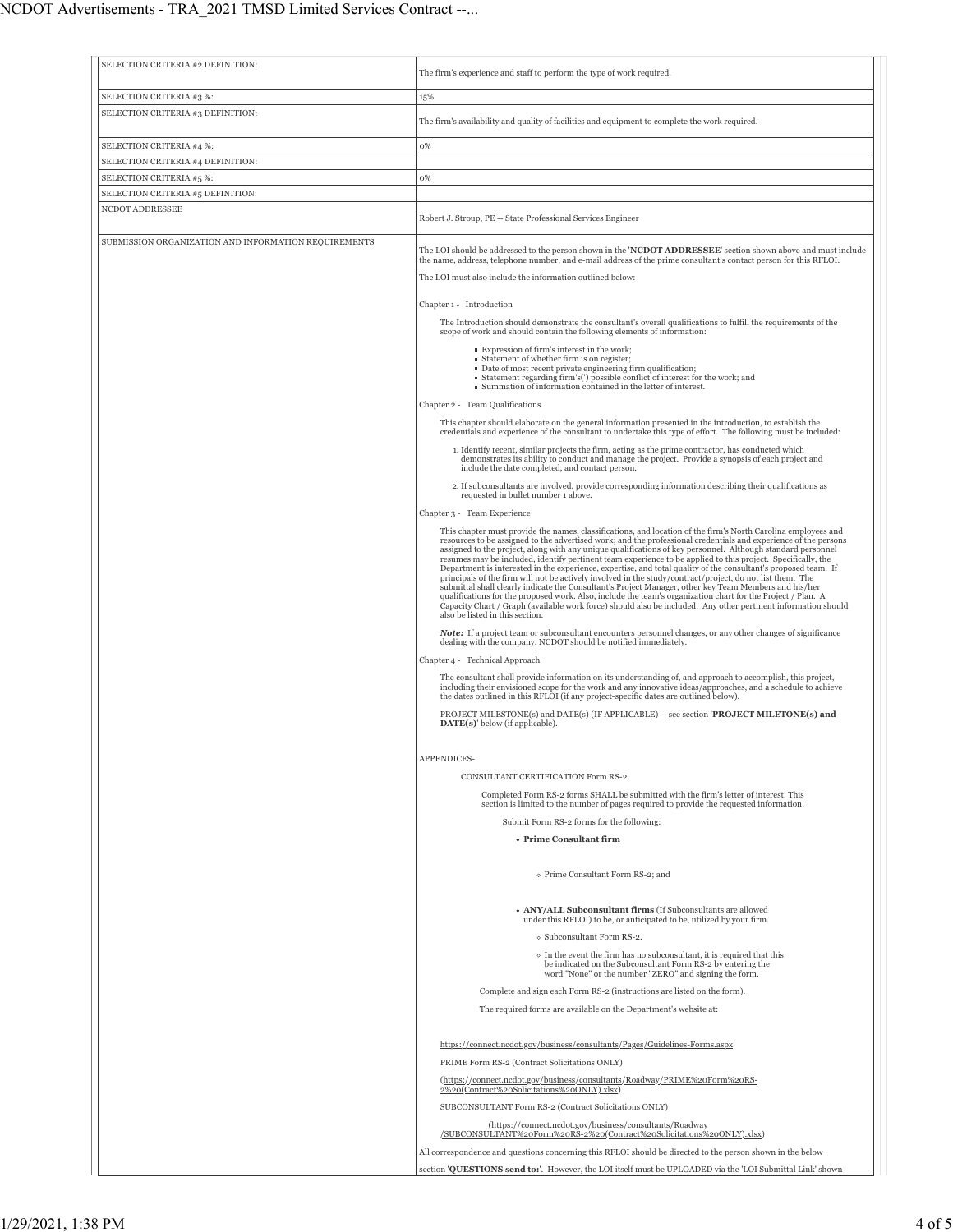| | |
|---|---|
| SELECTION CRITERIA #2 DEFINITION: | The firm's experience and staff to perform the type of work required. |
| SELECTION CRITERIA #3 %: | 15% |
| SELECTION CRITERIA #3 DEFINITION: | The firm's availability and quality of facilities and equipment to complete the work required. |
| SELECTION CRITERIA #4 %: | 0% |
| SELECTION CRITERIA #4 DEFINITION: | |
| SELECTION CRITERIA #5 %: | 0% |
| SELECTION CRITERIA #5 DEFINITION: | |
| NCDOT ADDRESSEE | Robert J. Stroup, PE -- State Professional Services Engineer |
| SUBMISSION ORGANIZATION AND INFORMATION REQUIREMENTS | See below |

**SUBMISSION ORGANIZATION AND INFORMATION REQUIREMENTS**

The LOI should be addressed to the person shown in the '**NCDOT ADDRESSEE**' section shown above and must include the name, address, telephone number, and e-mail address of the prime consultant's contact person for this RFLOI.

The LOI must also include the information outlined below:

Chapter 1 - Introduction

The Introduction should demonstrate the consultant's overall qualifications to fulfill the requirements of the scope of work and should contain the following elements of information:

- Expression of firm's interest in the work;
- Statement of whether firm is on register;
- Date of most recent private engineering firm qualification;
- Statement regarding firm's(') possible conflict of interest for the work; and
- Summation of information contained in the letter of interest.

Chapter 2 - Team Qualifications

This chapter should elaborate on the general information presented in the introduction, to establish the credentials and experience of the consultant to undertake this type of effort. The following must be included:

1. Identify recent, similar projects the firm, acting as the prime contractor, has conducted which demonstrates its ability to conduct and manage the project. Provide a synopsis of each project and include the date completed, and contact person.
2. If subconsultants are involved, provide corresponding information describing their qualifications as requested in bullet number 1 above.

Chapter 3 - Team Experience

This chapter must provide the names, classifications, and location of the firm's North Carolina employees and resources to be assigned to the advertised work; and the professional credentials and experience of the persons assigned to the project, along with any unique qualifications of key personnel. Although standard personnel resumes may be included, identify pertinent team experience to be applied to this project. Specifically, the Department is interested in the experience, expertise, and total quality of the consultant's proposed team. If principals of the firm will not be actively involved in the study/contract/project, do not list them. The submittal shall clearly indicate the Consultant's Project Manager, other key Team Members and his/her qualifications for the proposed work. Also, include the team's organization chart for the Project / Plan. A Capacity Chart / Graph (available work force) should also be included. Any other pertinent information should also be listed in this section.

***Note:*** If a project team or subconsultant encounters personnel changes, or any other changes of significance dealing with the company, NCDOT should be notified immediately.

Chapter 4 - Technical Approach

The consultant shall provide information on its understanding of, and approach to accomplish, this project, including their envisioned scope for the work and any innovative ideas/approaches, and a schedule to achieve the dates outlined in this RFLOI (if any project-specific dates are outlined below).

PROJECT MILESTONE(s) and DATE(s) (IF APPLICABLE) -- see section '**PROJECT MILETONE(s) and DATE(s)**' below (if applicable).

APPENDICES-

CONSULTANT CERTIFICATION Form RS-2

Completed Form RS-2 forms SHALL be submitted with the firm's letter of interest. This section is limited to the number of pages required to provide the requested information.

Submit Form RS-2 forms for the following:

- **Prime Consultant firm**
  - Prime Consultant Form RS-2; and
- **ANY/ALL Subconsultant firms** (If Subconsultants are allowed under this RFLOI) to be, or anticipated to be, utilized by your firm.
  - Subconsultant Form RS-2.
  - In the event the firm has no subconsultant, it is required that this be indicated on the Subconsultant Form RS-2 by entering the word "None" or the number "ZERO" and signing the form.

Complete and sign each Form RS-2 (instructions are listed on the form).

The required forms are available on the Department's website at:

https://connect.ncdot.gov/business/consultants/Pages/Guidelines-Forms.aspx

PRIME Form RS-2 (Contract Solicitations ONLY)

(https://connect.ncdot.gov/business/consultants/Roadway/PRIME%20Form%20RS-2%20(Contract%20Solicitations%20ONLY).xlsx)

SUBCONSULTANT Form RS-2 (Contract Solicitations ONLY)

(https://connect.ncdot.gov/business/consultants/Roadway/SUBCONSULTANT%20Form%20RS-2%20(Contract%20Solicitations%20ONLY).xlsx)

All correspondence and questions concerning this RFLOI should be directed to the person shown in the below section '**QUESTIONS send to:**'. However, the LOI itself must be UPLOADED via the 'LOI Submittal Link' shown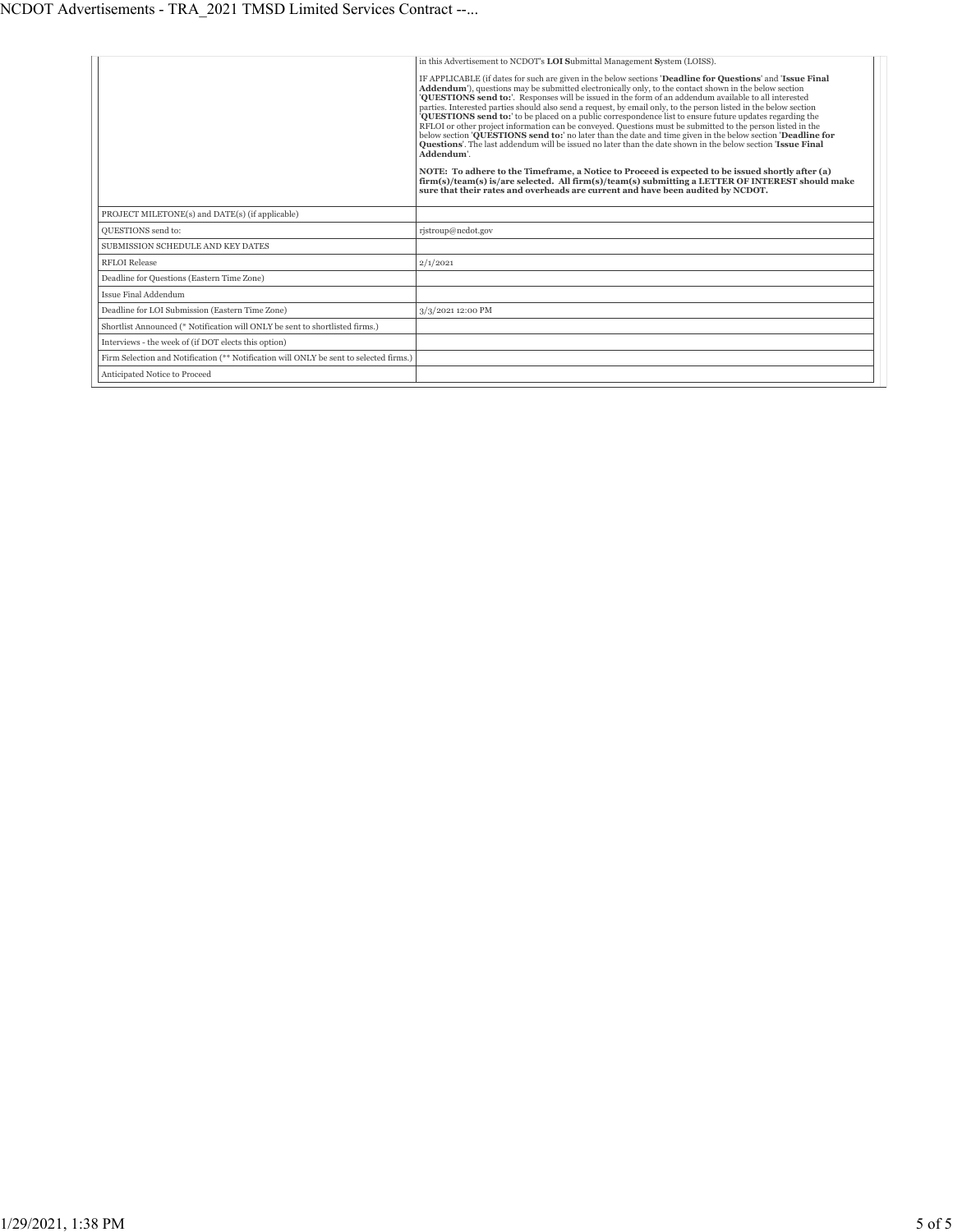| | |
|---|---|
| | in this Advertisement to NCDOT's **LOI S**ubmittal Management **S**ystem (LOISS).<br><br>IF APPLICABLE (if dates for such are given in the below sections '**Deadline for Questions**' and '**Issue Final Addendum**'), questions may be submitted electronically only, to the contact shown in the below section '**QUESTIONS send to:**'. Responses will be issued in the form of an addendum available to all interested parties. Interested parties should also send a request, by email only, to the person listed in the below section '**QUESTIONS send to:**' to be placed on a public correspondence list to ensure future updates regarding the RFLOI or other project information can be conveyed. Questions must be submitted to the person listed in the below section '**QUESTIONS send to:**' no later than the date and time given in the below section '**Deadline for Questions**'. The last addendum will be issued no later than the date shown in the below section '**Issue Final Addendum**'.<br><br>**NOTE: To adhere to the Timeframe, a Notice to Proceed is expected to be issued shortly after (a) firm(s)/team(s) is/are selected. All firm(s)/team(s) submitting a LETTER OF INTEREST should make sure that their rates and overheads are current and have been audited by NCDOT.** |
| PROJECT MILETONE(s) and DATE(s) (if applicable) | |
| QUESTIONS send to: | rjstroup@ncdot.gov |
| SUBMISSION SCHEDULE AND KEY DATES | |
| RFLOI Release | 2/1/2021 |
| Deadline for Questions (Eastern Time Zone) | |
| Issue Final Addendum | |
| Deadline for LOI Submission (Eastern Time Zone) | 3/3/2021 12:00 PM |
| Shortlist Announced (* Notification will ONLY be sent to shortlisted firms.) | |
| Interviews - the week of (if DOT elects this option) | |
| Firm Selection and Notification (** Notification will ONLY be sent to selected firms.) | |
| Anticipated Notice to Proceed | |